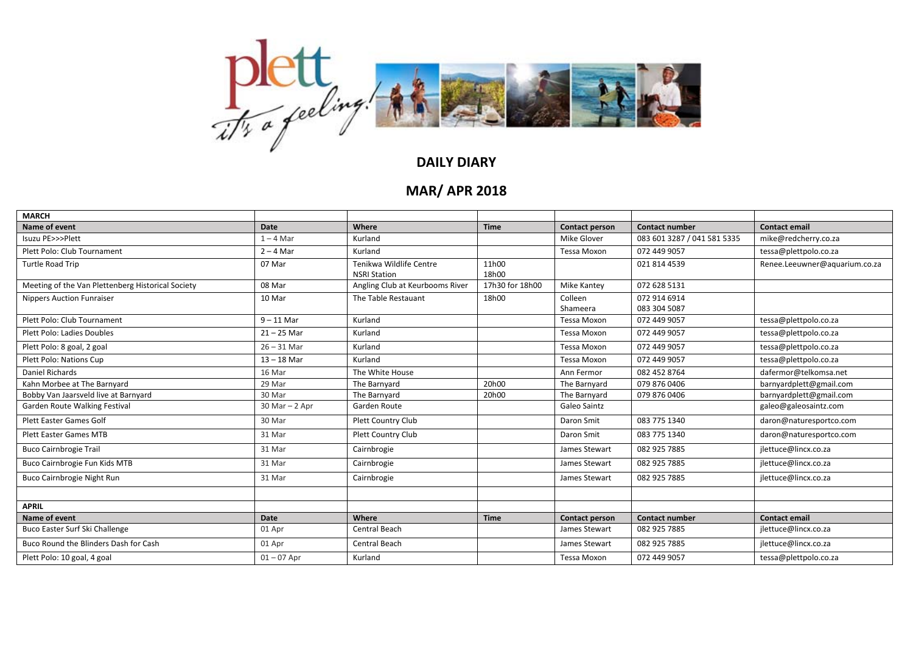# DAILY DIARY

## MAR/ APR 2018

| MARCH | | | | | | |
|---|---|---|---|---|---|---|
| **Name of event** | **Date** | **Where** | **Time** | **Contact person** | **Contact number** | **Contact email** |
| Isuzu PE>>>Plett | 1 – 4 Mar | Kurland | | Mike Glover | 083 601 3287 / 041 581 5335 | mike@redcherry.co.za |
| Plett Polo: Club Tournament | 2 – 4 Mar | Kurland | | Tessa Moxon | 072 449 9057 | tessa@plettpolo.co.za |
| Turtle Road Trip | 07 Mar | Tenikwa Wildlife Centre<br>NSRI Station | 11h00<br>18h00 | | 021 814 4539 | Renee.Leeuwner@aquarium.co.za |
| Meeting of the Van Plettenberg Historical Society | 08 Mar | Angling Club at Keurbooms River | 17h30 for 18h00 | Mike Kantey | 072 628 5131 | |
| Nippers Auction Funraiser | 10 Mar | The Table Restauant | 18h00 | Colleen<br>Shameera | 072 914 6914<br>083 304 5087 | |
| Plett Polo: Club Tournament | 9 – 11 Mar | Kurland | | Tessa Moxon | 072 449 9057 | tessa@plettpolo.co.za |
| Plett Polo: Ladies Doubles | 21 – 25 Mar | Kurland | | Tessa Moxon | 072 449 9057 | tessa@plettpolo.co.za |
| Plett Polo: 8 goal, 2 goal | 26 – 31 Mar | Kurland | | Tessa Moxon | 072 449 9057 | tessa@plettpolo.co.za |
| Plett Polo: Nations Cup | 13 – 18 Mar | Kurland | | Tessa Moxon | 072 449 9057 | tessa@plettpolo.co.za |
| Daniel Richards | 16 Mar | The White House | | Ann Fermor | 082 452 8764 | dafermor@telkomsa.net |
| Kahn Morbee at The Barnyard | 29 Mar | The Barnyard | 20h00 | The Barnyard | 079 876 0406 | barnyardplett@gmail.com |
| Bobby Van Jaarsveld live at Barnyard | 30 Mar | The Barnyard | 20h00 | The Barnyard | 079 876 0406 | barnyardplett@gmail.com |
| Garden Route Walking Festival | 30 Mar – 2 Apr | Garden Route | | Galeo Saintz | | galeo@galeosaintz.com |
| Plett Easter Games Golf | 30 Mar | Plett Country Club | | Daron Smit | 083 775 1340 | daron@naturesportco.com |
| Plett Easter Games MTB | 31 Mar | Plett Country Club | | Daron Smit | 083 775 1340 | daron@naturesportco.com |
| Buco Cairnbrogie Trail | 31 Mar | Cairnbrogie | | James Stewart | 082 925 7885 | jlettuce@lincx.co.za |
| Buco Cairnbrogie Fun Kids MTB | 31 Mar | Cairnbrogie | | James Stewart | 082 925 7885 | jlettuce@lincx.co.za |
| Buco Cairnbrogie Night Run | 31 Mar | Cairnbrogie | | James Stewart | 082 925 7885 | jlettuce@lincx.co.za |
| | | | | | | |
| **APRIL** | | | | | | |
| **Name of event** | **Date** | **Where** | **Time** | **Contact person** | **Contact number** | **Contact email** |
| Buco Easter Surf Ski Challenge | 01 Apr | Central Beach | | James Stewart | 082 925 7885 | jlettuce@lincx.co.za |
| Buco Round the Blinders Dash for Cash | 01 Apr | Central Beach | | James Stewart | 082 925 7885 | jlettuce@lincx.co.za |
| Plett Polo: 10 goal, 4 goal | 01 – 07 Apr | Kurland | | Tessa Moxon | 072 449 9057 | tessa@plettpolo.co.za |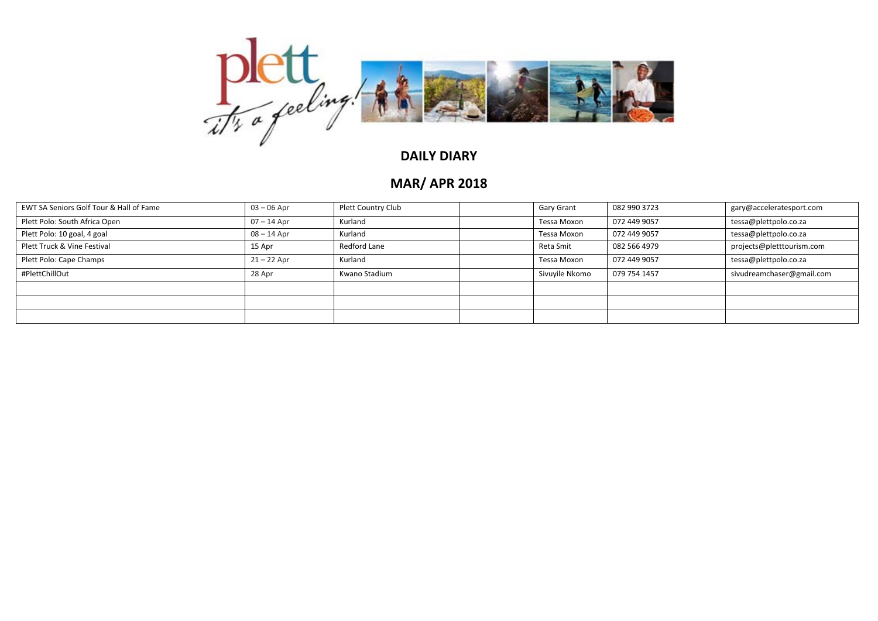## DAILY DIARY

## MAR/ APR 2018

| | | | | | | |
|---|---|---|---|---|---|---|
| EWT SA Seniors Golf Tour & Hall of Fame | 03 – 06 Apr | Plett Country Club | | Gary Grant | 082 990 3723 | gary@acceleratesport.com |
| Plett Polo: South Africa Open | 07 – 14 Apr | Kurland | | Tessa Moxon | 072 449 9057 | tessa@plettpolo.co.za |
| Plett Polo: 10 goal, 4 goal | 08 – 14 Apr | Kurland | | Tessa Moxon | 072 449 9057 | tessa@plettpolo.co.za |
| Plett Truck & Vine Festival | 15 Apr | Redford Lane | | Reta Smit | 082 566 4979 | projects@pletttourism.com |
| Plett Polo: Cape Champs | 21 – 22 Apr | Kurland | | Tessa Moxon | 072 449 9057 | tessa@plettpolo.co.za |
| #PlettChillOut | 28 Apr | Kwano Stadium | | Sivuyile Nkomo | 079 754 1457 | sivudreamchaser@gmail.com |
| | | | | | | |
| | | | | | | |
| | | | | | | |